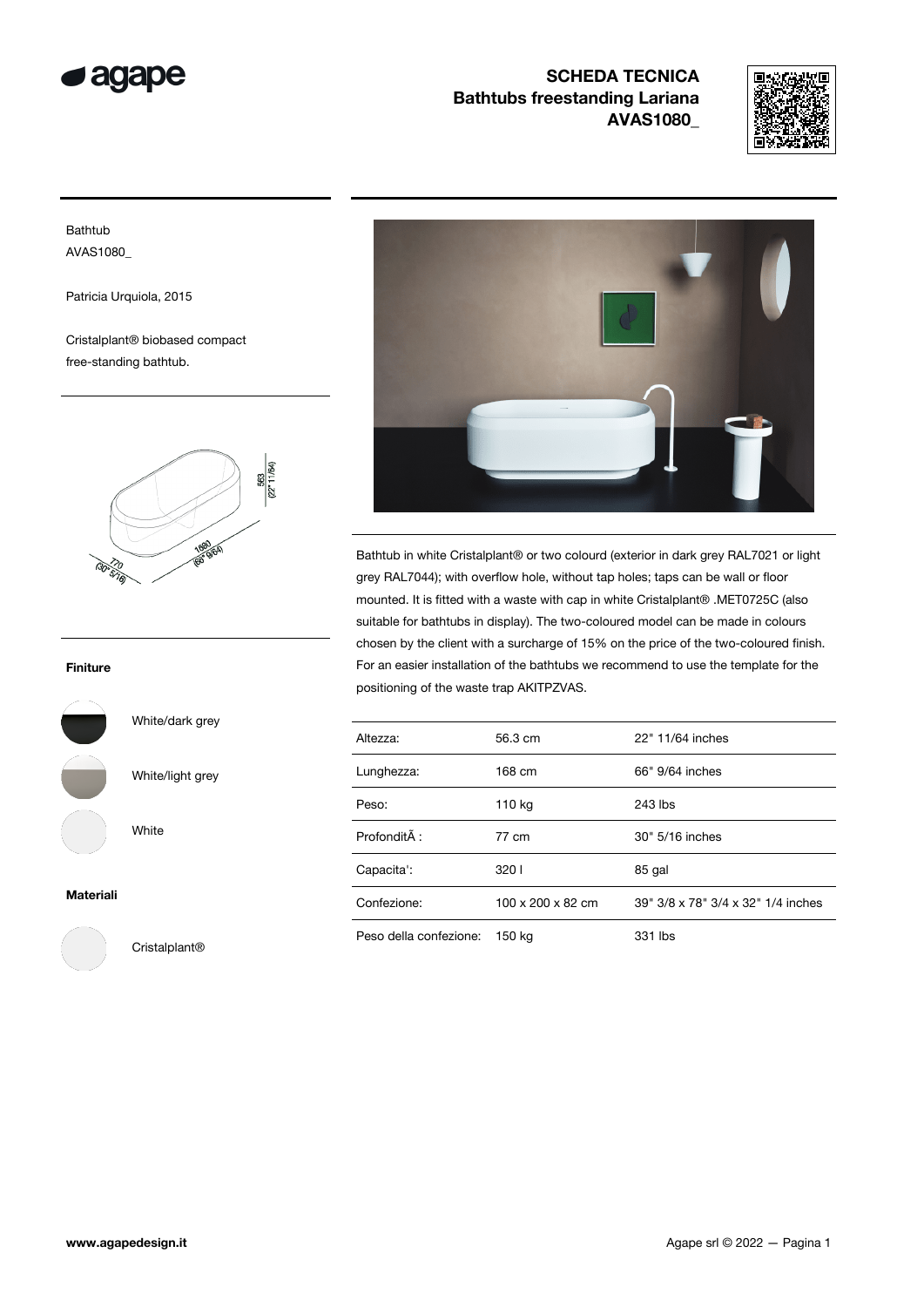# SCHEDA TECNICA
## Bathtubs freestanding Lariana
## AVAS1080_

Bathtub
AVAS1080_

Patricia Urquiola, 2015

Cristalplant® biobased compact free-standing bathtub.

Bathtub in white Cristalplant® or two colourd (exterior in dark grey RAL7021 or light grey RAL7044); with overflow hole, without tap holes; taps can be wall or floor mounted. It is fitted with a waste with cap in white Cristalplant® .MET0725C (also suitable for bathtubs in display). The two-coloured model can be made in colours chosen by the client with a surcharge of 15% on the price of the two-coloured finish. For an easier installation of the bathtubs we recommend to use the template for the positioning of the waste trap AKITPZVAS.

| | | |
|---|---|---|
| Altezza: | 56.3 cm | 22" 11/64 inches |
| Lunghezza: | 168 cm | 66" 9/64 inches |
| Peso: | 110 kg | 243 lbs |
| ProfonditÃ : | 77 cm | 30" 5/16 inches |
| Capacita': | 320 l | 85 gal |
| Confezione: | 100 x 200 x 82 cm | 39" 3/8 x 78" 3/4 x 32" 1/4 inches |
| Peso della confezione: | 150 kg | 331 lbs |

**Finiture**

- White/dark grey
- White/light grey
- White

**Materiali**

- Cristalplant®

www.agapedesign.it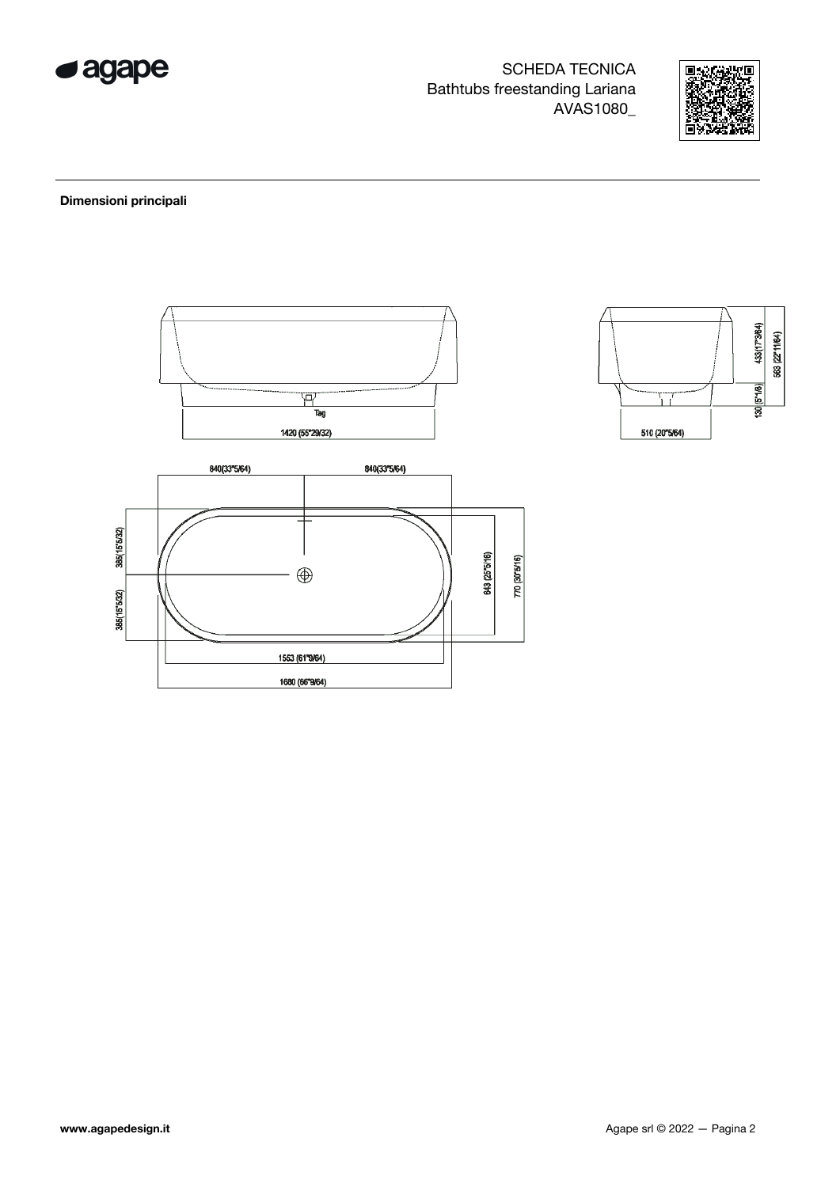# SCHEDA TECNICA
Bathtubs freestanding Lariana
AVAS1080_

**Dimensioni principali**

Tag

1420 (55"29/32)

510 (20"5/64)

433(17"3/64)

563 (22"11/64)

130 (5"1/8)

840(33"5/64)

840(33"5/64)

385(15"5/32)

385(15"5/32)

643 (25"5/16)

770 (30"5/16)

1553 (61"9/64)

1680 (66"9/64)

**www.agapedesign.it**

Agape srl © 2022 — Pagina 2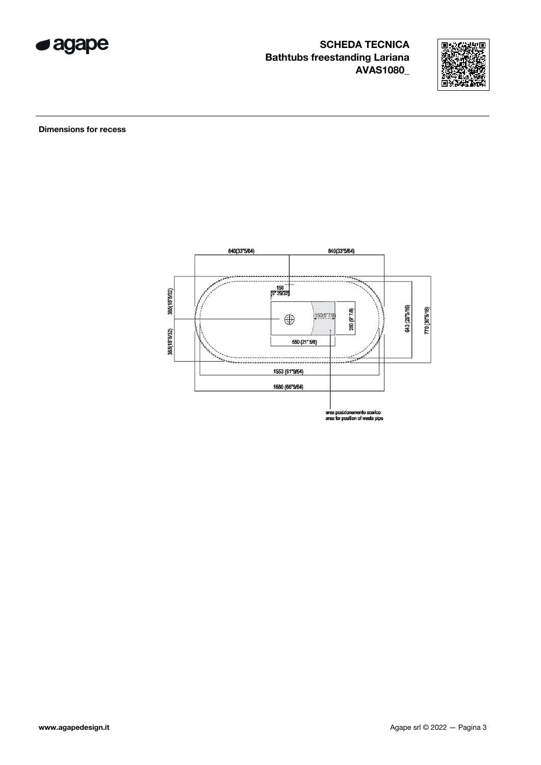**SCHEDA TECNICA**
**Bathtubs freestanding Lariana**
**AVAS1080_**

**Dimensions for recess**

840(33"5/64) 840(33"5/64)

150 (5" 29/32)

385(15"5/32)

385(15"5/32)

150(5"7/8)

250 (9" 7/8)

643 (25"5/16)

770 (30"5/16)

550 (21" 5/8)

1553 (61"9/64)

1680 (66"9/64)

area posizionamento scarico
area for position of waste pipe

www.agapedesign.it

Agape srl © 2022 — Pagina 3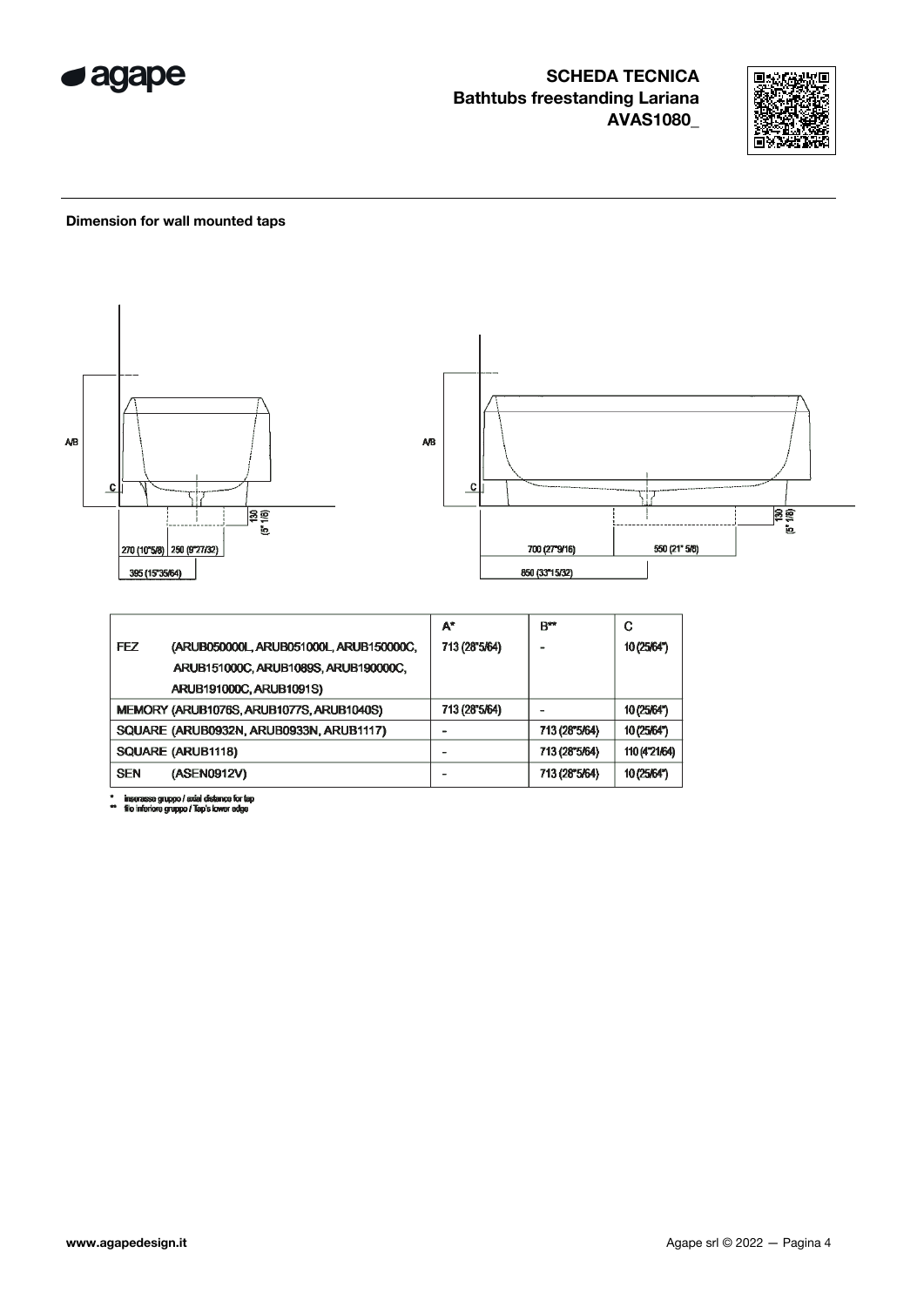**SCHEDA TECNICA**
**Bathtubs freestanding Lariana**
**AVAS1080_**

**Dimension for wall mounted taps**

| | A* | B** | C |
|---|---|---|---|
| FEZ (ARUB050000L, ARUB051000L, ARUB150000C, ARUB151000C, ARUB1089S, ARUB190000C, ARUB191000C, ARUB1091S) | 713 (28"5/64) | - | 10 (25/64") |
| MEMORY (ARUB1076S, ARUB1077S, ARUB1040S) | 713 (28"5/64) | - | 10 (25/64") |
| SQUARE (ARUB0932N, ARUB0933N, ARUB1117) | - | 713 (28"5/64) | 10 (25/64") |
| SQUARE (ARUB1118) | - | 713 (28"5/64) | 110 (4"21/64) |
| SEN (ASEN0912V) | - | 713 (28"5/64) | 10 (25/64") |

\* interasse gruppo / axial distance for tap
\** filo inferiore gruppo / Tap's lower edge

www.agapedesign.it

Agape srl © 2022 — Pagina 4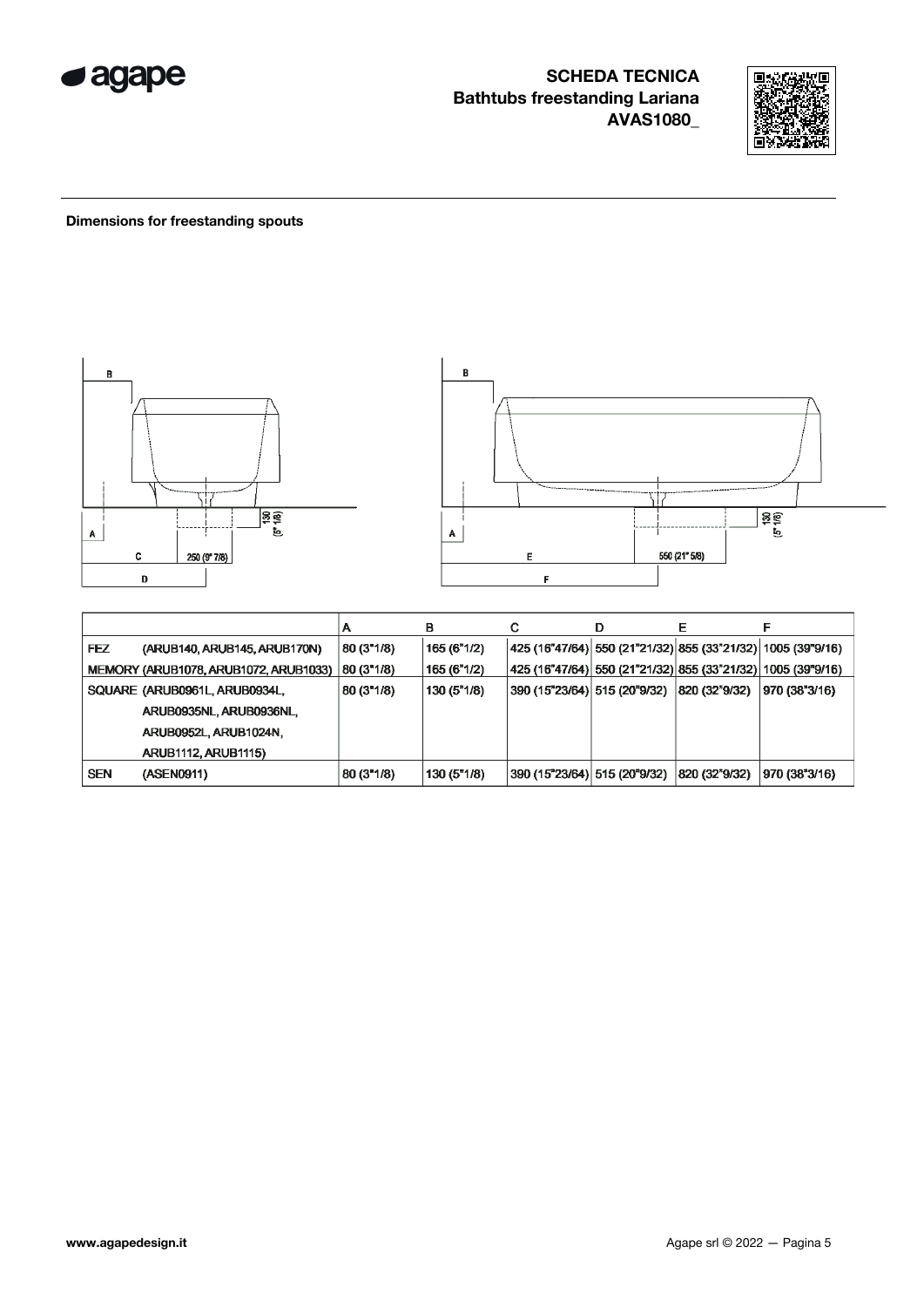# SCHEDA TECNICA
## Bathtubs freestanding Lariana
## AVAS1080_

**Dimensions for freestanding spouts**

| | A | B | C | D | E | F |
|---|---|---|---|---|---|---|
| FEZ (ARUB140, ARUB145, ARUB170N) | 80 (3"1/8) | 165 (6"1/2) | 425 (16"47/64) | 550 (21"21/32) | 855 (33"21/32) | 1005 (39"9/16) |
| MEMORY (ARUB1078, ARUB1072, ARUB1033) | 80 (3"1/8) | 165 (6"1/2) | 425 (16"47/64) | 550 (21"21/32) | 855 (33"21/32) | 1005 (39"9/16) |
| SQUARE (ARUB0961L, ARUB0934L, ARUB0935NL, ARUB0936NL, ARUB0952L, ARUB1024N, ARUB1112, ARUB1115) | 80 (3"1/8) | 130 (5"1/8) | 390 (15"23/64) | 515 (20"9/32) | 820 (32"9/32) | 970 (38"3/16) |
| SEN (ASEN0911) | 80 (3"1/8) | 130 (5"1/8) | 390 (15"23/64) | 515 (20"9/32) | 820 (32"9/32) | 970 (38"3/16) |

www.agapedesign.it

Agape srl © 2022 — Pagina 5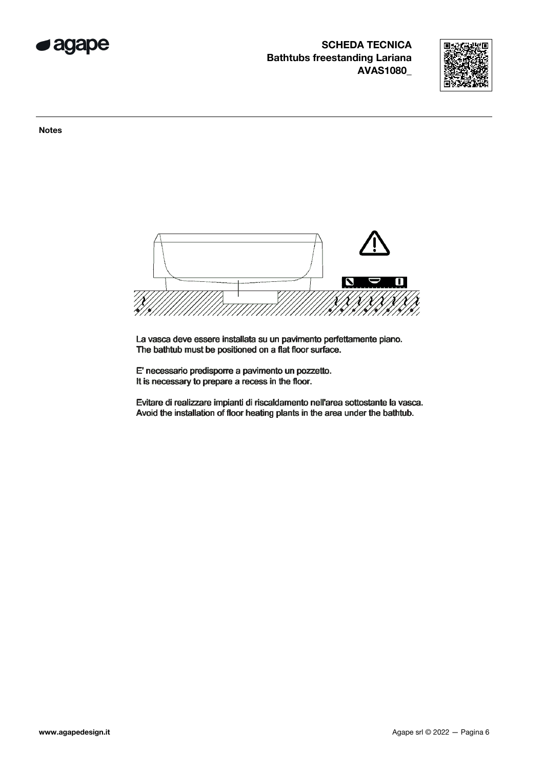**Notes**

La vasca deve essere installata su un pavimento perfettamente piano.
The bathtub must be positioned on a flat floor surface.

E' necessario predisporre a pavimento un pozzetto.
It is necessary to prepare a recess in the floor.

Evitare di realizzare impianti di riscaldamento nell'area sottostante la vasca.
Avoid the installation of floor heating plants in the area under the bathtub.